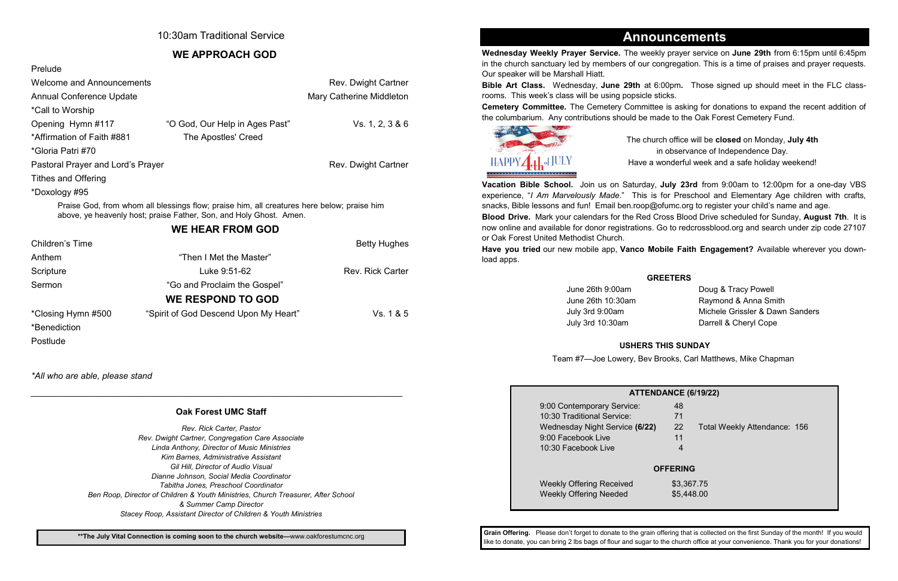10:30am Traditional Service

## WE APPROACH GOD

Prelude

Welcome and Announcements — Rev. Dwight Cartner

Annual Conference Update — Mary Catherine Middleton

*Call to Worship

Opening Hymn #117 — "O God, Our Help in Ages Past" — Vs. 1, 2, 3 & 6

*Affirmation of Faith #881 — The Apostles' Creed

*Gloria Patri #70

Pastoral Prayer and Lord's Prayer — Rev. Dwight Cartner

Tithes and Offering

*Doxology #95

Praise God, from whom all blessings flow; praise him, all creatures here below; praise him above, ye heavenly host; praise Father, Son, and Holy Ghost. Amen.

## WE HEAR FROM GOD

Children's Time — Betty Hughes

Anthem — "Then I Met the Master"

Scripture — Luke 9:51-62 — Rev. Rick Carter

Sermon — "Go and Proclaim the Gospel"

## WE RESPOND TO GOD

*Closing Hymn #500 — "Spirit of God Descend Upon My Heart" — Vs. 1 & 5

*Benediction

Postlude

*\*All who are able, please stand*

---

### Oak Forest UMC Staff

*Rev. Rick Carter, Pastor*
*Rev. Dwight Cartner, Congregation Care Associate*
*Linda Anthony, Director of Music Ministries*
*Kim Barnes, Administrative Assistant*
*Gil Hill, Director of Audio Visual*
*Dianne Johnson, Social Media Coordinator*
*Tabitha Jones, Preschool Coordinator*
*Ben Roop, Director of Children & Youth Ministries, Church Treasurer, After School & Summer Camp Director*
*Stacey Roop, Assistant Director of Children & Youth Ministries*

**\*\*The July Vital Connection is coming soon to the church website—**www.oakforestumcnc.org

# Announcements

**Wednesday Weekly Prayer Service.** The weekly prayer service on **June 29th** from 6:15pm until 6:45pm in the church sanctuary led by members of our congregation. This is a time of praises and prayer requests. Our speaker will be Marshall Hiatt.

**Bible Art Class.** Wednesday, **June 29th** at 6:00pm**.** Those signed up should meet in the FLC classrooms. This week's class will be using popsicle sticks.

**Cemetery Committee.** The Cemetery Committee is asking for donations to expand the recent addition of the columbarium. Any contributions should be made to the Oak Forest Cemetery Fund.

HAPPY 4th of JULY

The church office will be **closed** on Monday, **July 4th** in observance of Independence Day. Have a wonderful week and a safe holiday weekend!

**Vacation Bible School.** Join us on Saturday, **July 23rd** from 9:00am to 12:00pm for a one-day VBS experience, "*I Am Marvelously Made*." This is for Preschool and Elementary Age children with crafts, snacks, Bible lessons and fun! Email ben.roop@ofumc.org to register your child's name and age.

**Blood Drive.** Mark your calendars for the Red Cross Blood Drive scheduled for Sunday, **August 7th**. It is now online and available for donor registrations. Go to redcrossblood.org and search under zip code 27107 or Oak Forest United Methodist Church.

**Have you tried** our new mobile app, **Vanco Mobile Faith Engagement?** Available wherever you download apps.

### GREETERS

| | |
|---|---|
| June 26th 9:00am | Doug & Tracy Powell |
| June 26th 10:30am | Raymond & Anna Smith |
| July 3rd 9:00am | Michele Grissler & Dawn Sanders |
| July 3rd 10:30am | Darrell & Cheryl Cope |

### USHERS THIS SUNDAY

Team #7—Joe Lowery, Bev Brooks, Carl Matthews, Mike Chapman

### ATTENDANCE (6/19/22)

| | |
|---|---|
| 9:00 Contemporary Service: | 48 |
| 10:30 Traditional Service: | 71 |
| Wednesday Night Service **(6/22)** | 22 |
| 9:00 Facebook Live | 11 |
| 10:30 Facebook Live | 4 |

Total Weekly Attendance: 156

### OFFERING

| | |
|---|---|
| Weekly Offering Received | $3,367.75 |
| Weekly Offering Needed | $5,448.00 |

**Grain Offering.** Please don't forget to donate to the grain offering that is collected on the first Sunday of the month! If you would like to donate, you can bring 2 lbs bags of flour and sugar to the church office at your convenience. Thank you for your donations!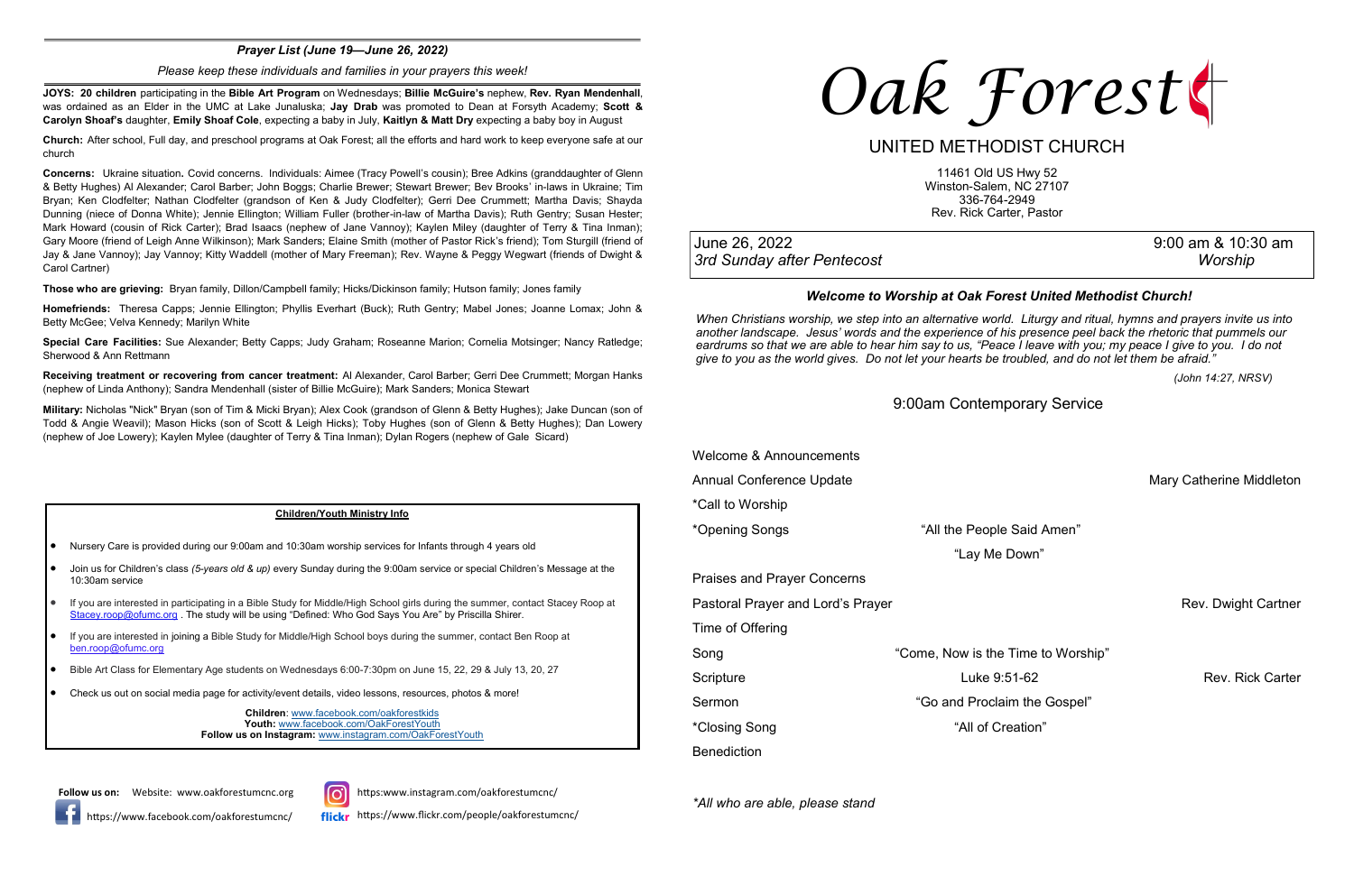## *Prayer List (June 19—June 26, 2022)*

*Please keep these individuals and families in your prayers this week!*

**JOYS: 20 children** participating in the **Bible Art Program** on Wednesdays; **Billie McGuire's** nephew, **Rev. Ryan Mendenhall**, was ordained as an Elder in the UMC at Lake Junaluska; **Jay Drab** was promoted to Dean at Forsyth Academy; **Scott & Carolyn Shoaf's** daughter, **Emily Shoaf Cole**, expecting a baby in July, **Kaitlyn & Matt Dry** expecting a baby boy in August

**Church:** After school, Full day, and preschool programs at Oak Forest; all the efforts and hard work to keep everyone safe at our church

**Concerns:** Ukraine situation**.** Covid concerns. Individuals: Aimee (Tracy Powell's cousin); Bree Adkins (granddaughter of Glenn & Betty Hughes) Al Alexander; Carol Barber; John Boggs; Charlie Brewer; Stewart Brewer; Bev Brooks' in-laws in Ukraine; Tim Bryan; Ken Clodfelter; Nathan Clodfelter (grandson of Ken & Judy Clodfelter); Gerri Dee Crummett; Martha Davis; Shayda Dunning (niece of Donna White); Jennie Ellington; William Fuller (brother-in-law of Martha Davis); Ruth Gentry; Susan Hester; Mark Howard (cousin of Rick Carter); Brad Isaacs (nephew of Jane Vannoy); Kaylen Miley (daughter of Terry & Tina Inman); Gary Moore (friend of Leigh Anne Wilkinson); Mark Sanders; Elaine Smith (mother of Pastor Rick's friend); Tom Sturgill (friend of Jay & Jane Vannoy); Jay Vannoy; Kitty Waddell (mother of Mary Freeman); Rev. Wayne & Peggy Wegwart (friends of Dwight & Carol Cartner)

**Those who are grieving:** Bryan family, Dillon/Campbell family; Hicks/Dickinson family; Hutson family; Jones family

**Homefriends:** Theresa Capps; Jennie Ellington; Phyllis Everhart (Buck); Ruth Gentry; Mabel Jones; Joanne Lomax; John & Betty McGee; Velva Kennedy; Marilyn White

**Special Care Facilities:** Sue Alexander; Betty Capps; Judy Graham; Roseanne Marion; Cornelia Motsinger; Nancy Ratledge; Sherwood & Ann Rettmann

**Receiving treatment or recovering from cancer treatment:** Al Alexander, Carol Barber; Gerri Dee Crummett; Morgan Hanks (nephew of Linda Anthony); Sandra Mendenhall (sister of Billie McGuire); Mark Sanders; Monica Stewart

**Military:** Nicholas "Nick" Bryan (son of Tim & Micki Bryan); Alex Cook (grandson of Glenn & Betty Hughes); Jake Duncan (son of Todd & Angie Weavil); Mason Hicks (son of Scott & Leigh Hicks); Toby Hughes (son of Glenn & Betty Hughes); Dan Lowery (nephew of Joe Lowery); Kaylen Mylee (daughter of Terry & Tina Inman); Dylan Rogers (nephew of Gale Sicard)

### Children/Youth Ministry Info

- Nursery Care is provided during our 9:00am and 10:30am worship services for Infants through 4 years old
- Join us for Children's class *(5-years old & up)* every Sunday during the 9:00am service or special Children's Message at the 10:30am service
- If you are interested in participating in a Bible Study for Middle/High School girls during the summer, contact Stacey Roop at Stacey.roop@ofumc.org . The study will be using "Defined: Who God Says You Are" by Priscilla Shirer.
- If you are interested in joining a Bible Study for Middle/High School boys during the summer, contact Ben Roop at ben.roop@ofumc.org
- Bible Art Class for Elementary Age students on Wednesdays 6:00-7:30pm on June 15, 22, 29 & July 13, 20, 27
- Check us out on social media page for activity/event details, video lessons, resources, photos & more!

**Children**: www.facebook.com/oakforestkids
**Youth:** www.facebook.com/OakForestYouth
**Follow us on Instagram:** www.instagram.com/OakForestYouth

**Follow us on:** Website: www.oakforestumcnc.org
https:www.instagram.com/oakforestumcnc/
https://www.facebook.com/oakforestumcnc/
https://www.flickr.com/people/oakforestumcnc/

# Oak Forest

## UNITED METHODIST CHURCH

11461 Old US Hwy 52
Winston-Salem, NC 27107
336-764-2949
Rev. Rick Carter, Pastor

June 26, 2022 — 9:00 am & 10:30 am
*3rd Sunday after Pentecost* — *Worship*

### *Welcome to Worship at Oak Forest United Methodist Church!*

*When Christians worship, we step into an alternative world. Liturgy and ritual, hymns and prayers invite us into another landscape. Jesus' words and the experience of his presence peel back the rhetoric that pummels our eardrums so that we are able to hear him say to us, "Peace I leave with you; my peace I give to you. I do not give to you as the world gives. Do not let your hearts be troubled, and do not let them be afraid."*

*(John 14:27, NRSV)*

## 9:00am Contemporary Service

| | | |
|---|---|---|
| Welcome & Announcements | | |
| Annual Conference Update | | Mary Catherine Middleton |
| *Call to Worship | | |
| *Opening Songs | "All the People Said Amen" | |
| | "Lay Me Down" | |
| Praises and Prayer Concerns | | |
| Pastoral Prayer and Lord's Prayer | | Rev. Dwight Cartner |
| Time of Offering | | |
| Song | "Come, Now is the Time to Worship" | |
| Scripture | Luke 9:51-62 | Rev. Rick Carter |
| Sermon | "Go and Proclaim the Gospel" | |
| *Closing Song | "All of Creation" | |
| Benediction | | |

*\*All who are able, please stand*